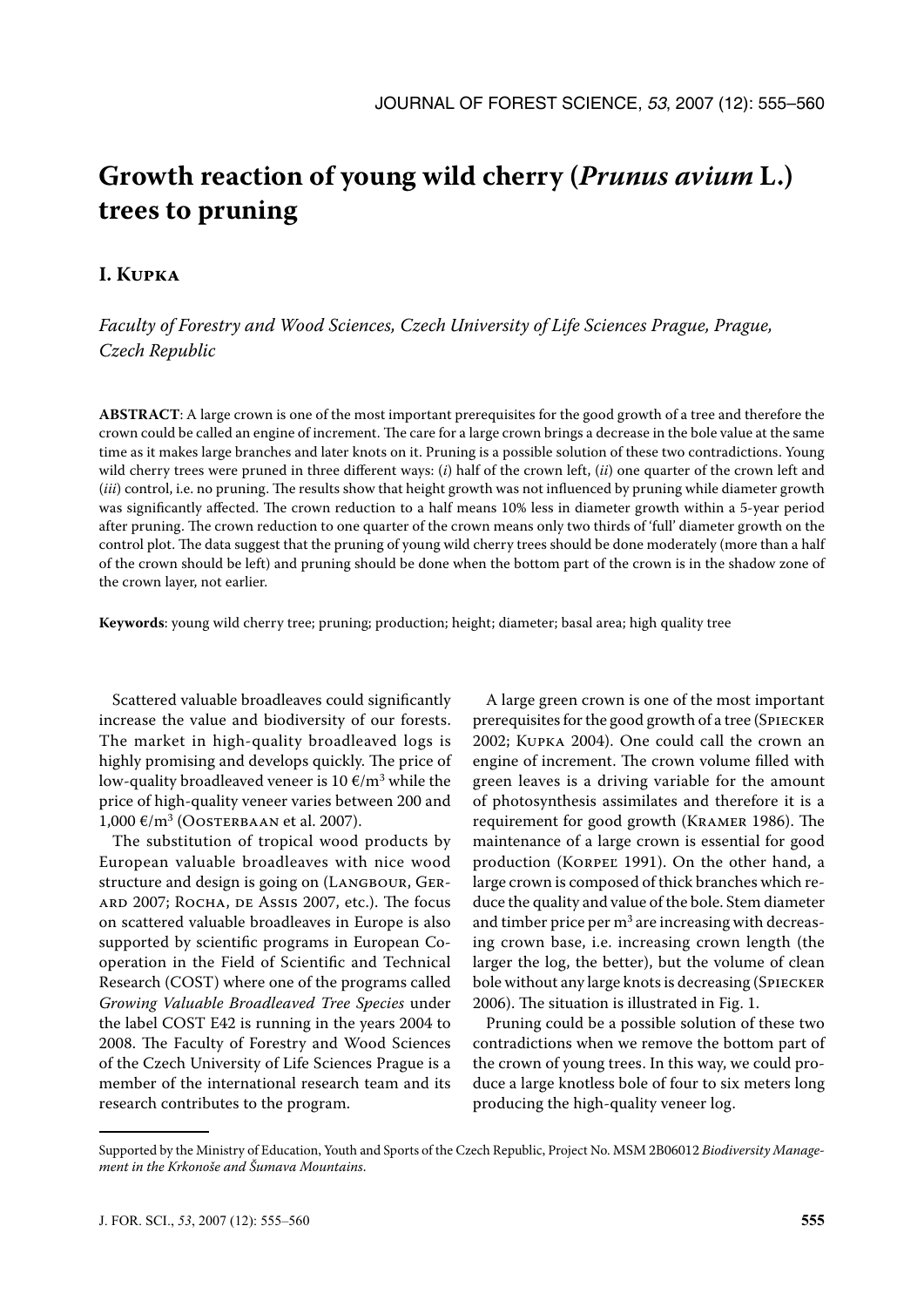# Growth reaction of young wild cherry (*Prunus avium* L.) trees to pruning

## I. Kupka

*Faculty of Forestry and Wood Sciences, Czech University of Life Sciences Prague, Prague, Czech Republic*

**ABSTRACT**: A large crown is one of the most important prerequisites for the good growth of a tree and therefore the crown could be called an engine of increment. The care for a large crown brings a decrease in the bole value at the same time as it makes large branches and later knots on it. Pruning is a possible solution of these two contradictions. Young wild cherry trees were pruned in three different ways: (*i*) half of the crown left, (*ii*) one quarter of the crown left and (*iii*) control, i.e. no pruning. The results show that height growth was not influenced by pruning while diameter growth was significantly affected. The crown reduction to a half means 10% less in diameter growth within a 5-year period after pruning. The crown reduction to one quarter of the crown means only two thirds of 'full' diameter growth on the control plot. The data suggest that the pruning of young wild cherry trees should be done moderately (more than a half of the crown should be left) and pruning should be done when the bottom part of the crown is in the shadow zone of the crown layer, not earlier.

**Keywords**: young wild cherry tree; pruning; production; height; diameter; basal area; high quality tree

Scattered valuable broadleaves could significantly increase the value and biodiversity of our forests. The market in high-quality broadleaved logs is highly promising and develops quickly. The price of low-quality broadleaved veneer is 10 €/m$^3$ while the price of high-quality veneer varies between 200 and 1,000 €/m$^3$ (Oosterbaan et al. 2007).

The substitution of tropical wood products by European valuable broadleaves with nice wood structure and design is going on (Langbour, Gerard 2007; Rocha, de Assis 2007, etc.). The focus on scattered valuable broadleaves in Europe is also supported by scientific programs in European Cooperation in the Field of Scientific and Technical Research (COST) where one of the programs called *Growing Valuable Broadleaved Tree Species* under the label COST E42 is running in the years 2004 to 2008. The Faculty of Forestry and Wood Sciences of the Czech University of Life Sciences Prague is a member of the international research team and its research contributes to the program.

A large green crown is one of the most important prerequisites for the good growth of a tree (Spiecker 2002; Kupka 2004). One could call the crown an engine of increment. The crown volume filled with green leaves is a driving variable for the amount of photosynthesis assimilates and therefore it is a requirement for good growth (Kramer 1986). The maintenance of a large crown is essential for good production (Korpeľ 1991). On the other hand, a large crown is composed of thick branches which reduce the quality and value of the bole. Stem diameter and timber price per m$^3$ are increasing with decreasing crown base, i.e. increasing crown length (the larger the log, the better), but the volume of clean bole without any large knots is decreasing (Spiecker 2006). The situation is illustrated in Fig. 1.

Pruning could be a possible solution of these two contradictions when we remove the bottom part of the crown of young trees. In this way, we could produce a large knotless bole of four to six meters long producing the high-quality veneer log.

Supported by the Ministry of Education, Youth and Sports of the Czech Republic, Project No. MSM 2B06012 *Biodiversity Management in the Krkonoše and Šumava Mountains*.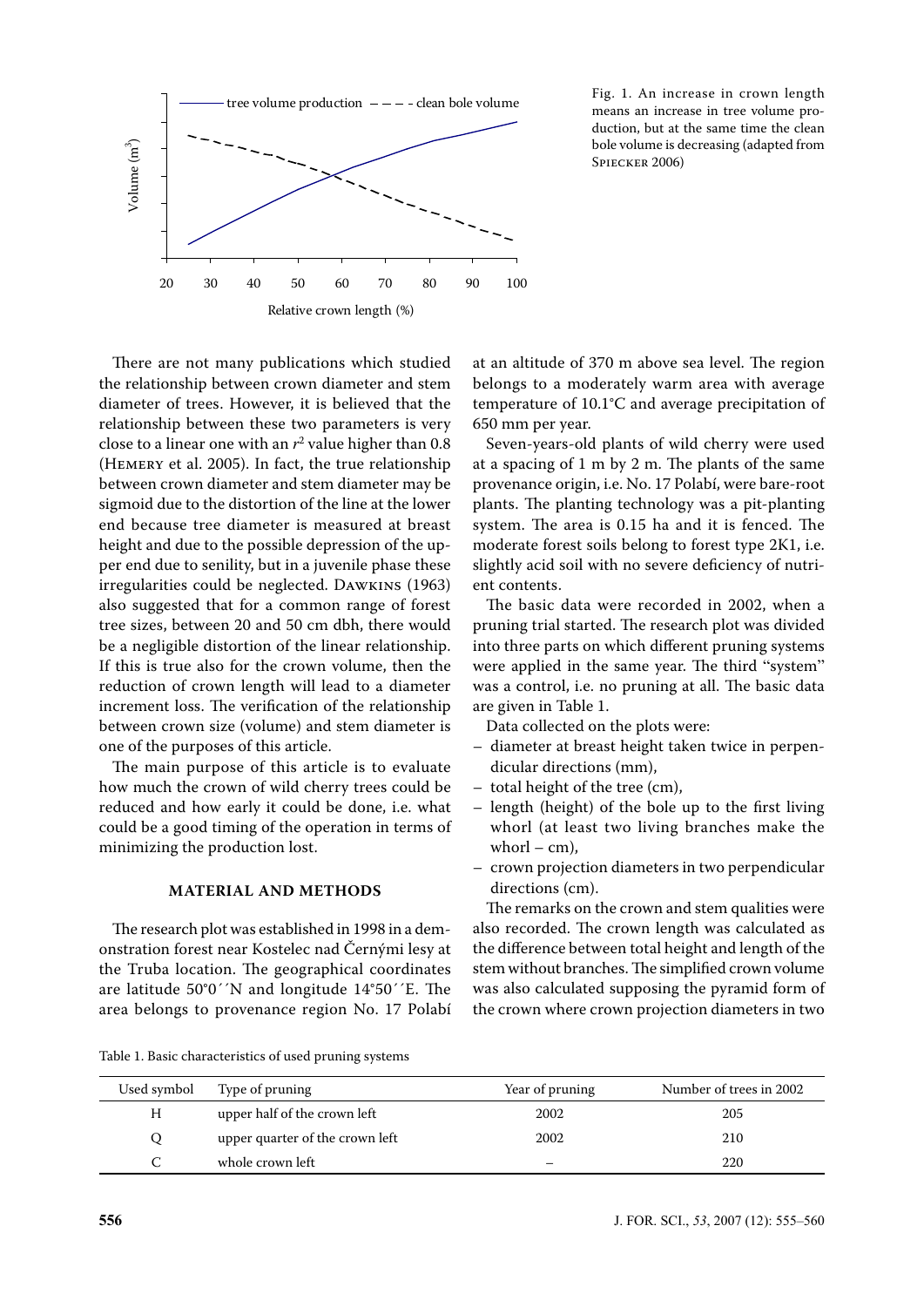Fig. 1. An increase in crown length means an increase in tree volume production, but at the same time the clean bole volume is decreasing (adapted from SPIECKER 2006)

There are not many publications which studied the relationship between crown diameter and stem diameter of trees. However, it is believed that the relationship between these two parameters is very close to a linear one with an $r^2$ value higher than 0.8 (HEMERY et al. 2005). In fact, the true relationship between crown diameter and stem diameter may be sigmoid due to the distortion of the line at the lower end because tree diameter is measured at breast height and due to the possible depression of the upper end due to senility, but in a juvenile phase these irregularities could be neglected. DAWKINS (1963) also suggested that for a common range of forest tree sizes, between 20 and 50 cm dbh, there would be a negligible distortion of the linear relationship. If this is true also for the crown volume, then the reduction of crown length will lead to a diameter increment loss. The verification of the relationship between crown size (volume) and stem diameter is one of the purposes of this article.

The main purpose of this article is to evaluate how much the crown of wild cherry trees could be reduced and how early it could be done, i.e. what could be a good timing of the operation in terms of minimizing the production lost.

## MATERIAL AND METHODS

The research plot was established in 1998 in a demonstration forest near Kostelec nad Černými lesy at the Truba location. The geographical coordinates are latitude 50°0´´N and longitude 14°50´´E. The area belongs to provenance region No. 17 Polabí at an altitude of 370 m above sea level. The region belongs to a moderately warm area with average temperature of 10.1°C and average precipitation of 650 mm per year.

Seven-years-old plants of wild cherry were used at a spacing of 1 m by 2 m. The plants of the same provenance origin, i.e. No. 17 Polabí, were bare-root plants. The planting technology was a pit-planting system. The area is 0.15 ha and it is fenced. The moderate forest soils belong to forest type 2K1, i.e. slightly acid soil with no severe deficiency of nutrient contents.

The basic data were recorded in 2002, when a pruning trial started. The research plot was divided into three parts on which different pruning systems were applied in the same year. The third "system" was a control, i.e. no pruning at all. The basic data are given in Table 1.

Data collected on the plots were:

- diameter at breast height taken twice in perpendicular directions (mm),
- total height of the tree (cm),
- length (height) of the bole up to the first living whorl (at least two living branches make the whorl – cm),
- crown projection diameters in two perpendicular directions (cm).

The remarks on the crown and stem qualities were also recorded. The crown length was calculated as the difference between total height and length of the stem without branches. The simplified crown volume was also calculated supposing the pyramid form of the crown where crown projection diameters in two

Table 1. Basic characteristics of used pruning systems

| Used symbol | Type of pruning | Year of pruning | Number of trees in 2002 |
|---|---|---|---|
| H | upper half of the crown left | 2002 | 205 |
| Q | upper quarter of the crown left | 2002 | 210 |
| C | whole crown left | – | 220 |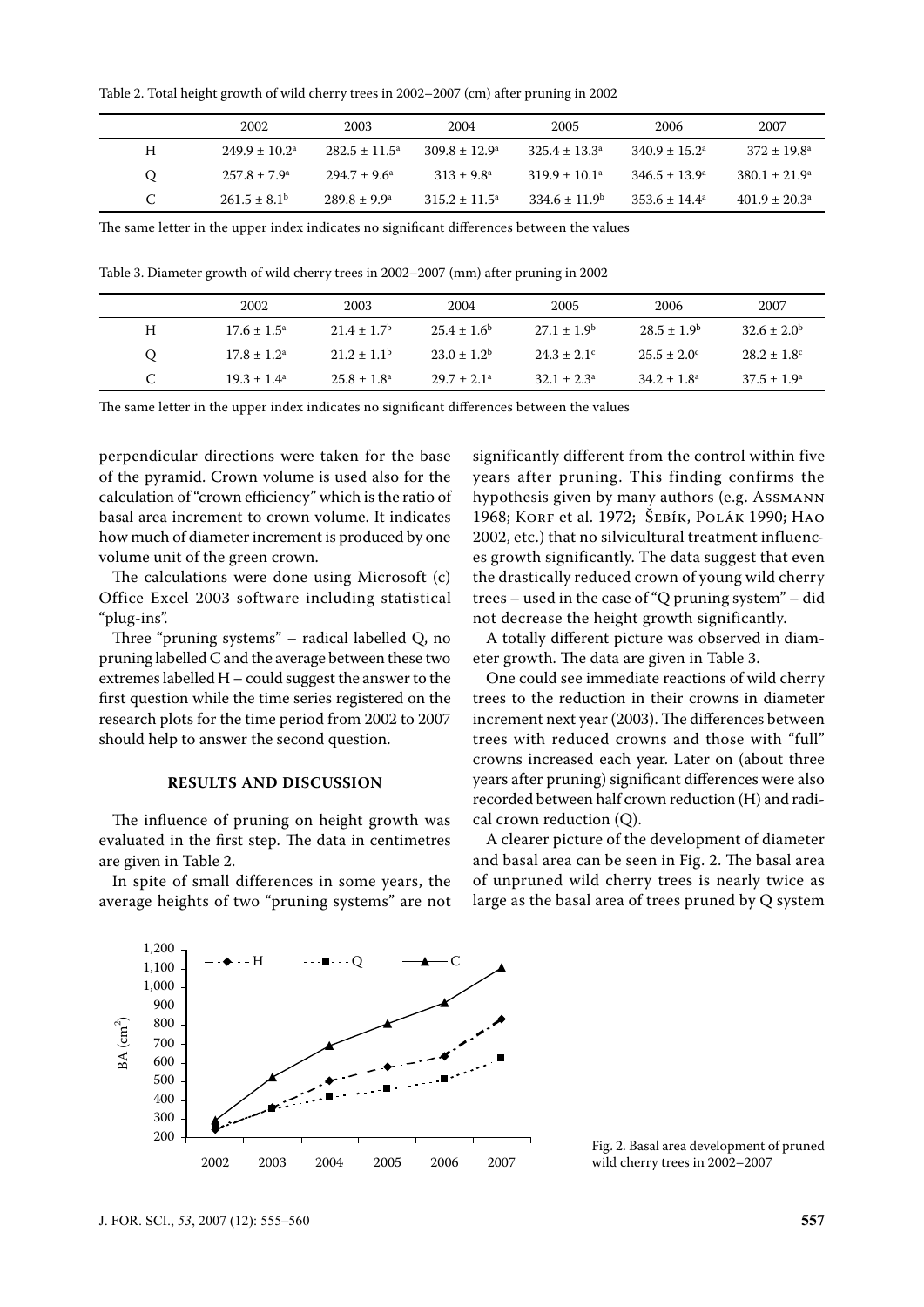Table 2. Total height growth of wild cherry trees in 2002–2007 (cm) after pruning in 2002

| | 2002 | 2003 | 2004 | 2005 | 2006 | 2007 |
|---|---|---|---|---|---|---|
| H | 249.9 ± 10.2$^{a}$ | 282.5 ± 11.5$^{a}$ | 309.8 ± 12.9$^{a}$ | 325.4 ± 13.3$^{a}$ | 340.9 ± 15.2$^{a}$ | 372 ± 19.8$^{a}$ |
| Q | 257.8 ± 7.9$^{a}$ | 294.7 ± 9.6$^{a}$ | 313 ± 9.8$^{a}$ | 319.9 ± 10.1$^{a}$ | 346.5 ± 13.9$^{a}$ | 380.1 ± 21.9$^{a}$ |
| C | 261.5 ± 8.1$^{b}$ | 289.8 ± 9.9$^{a}$ | 315.2 ± 11.5$^{a}$ | 334.6 ± 11.9$^{b}$ | 353.6 ± 14.4$^{a}$ | 401.9 ± 20.3$^{a}$ |

The same letter in the upper index indicates no significant differences between the values

Table 3. Diameter growth of wild cherry trees in 2002–2007 (mm) after pruning in 2002

| | 2002 | 2003 | 2004 | 2005 | 2006 | 2007 |
|---|---|---|---|---|---|---|
| H | 17.6 ± 1.5$^{a}$ | 21.4 ± 1.7$^{b}$ | 25.4 ± 1.6$^{b}$ | 27.1 ± 1.9$^{b}$ | 28.5 ± 1.9$^{b}$ | 32.6 ± 2.0$^{b}$ |
| Q | 17.8 ± 1.2$^{a}$ | 21.2 ± 1.1$^{b}$ | 23.0 ± 1.2$^{b}$ | 24.3 ± 2.1$^{c}$ | 25.5 ± 2.0$^{c}$ | 28.2 ± 1.8$^{c}$ |
| C | 19.3 ± 1.4$^{a}$ | 25.8 ± 1.8$^{a}$ | 29.7 ± 2.1$^{a}$ | 32.1 ± 2.3$^{a}$ | 34.2 ± 1.8$^{a}$ | 37.5 ± 1.9$^{a}$ |

The same letter in the upper index indicates no significant differences between the values

perpendicular directions were taken for the base of the pyramid. Crown volume is used also for the calculation of "crown efficiency" which is the ratio of basal area increment to crown volume. It indicates how much of diameter increment is produced by one volume unit of the green crown.

The calculations were done using Microsoft (c) Office Excel 2003 software including statistical "plug-ins".

Three "pruning systems" – radical labelled Q, no pruning labelled C and the average between these two extremes labelled H – could suggest the answer to the first question while the time series registered on the research plots for the time period from 2002 to 2007 should help to answer the second question.

## RESULTS AND DISCUSSION

The influence of pruning on height growth was evaluated in the first step. The data in centimetres are given in Table 2.

In spite of small differences in some years, the average heights of two "pruning systems" are not significantly different from the control within five years after pruning. This finding confirms the hypothesis given by many authors (e.g. Assmann 1968; Korf et al. 1972; Šebík, Polák 1990; Hao 2002, etc.) that no silvicultural treatment influences growth significantly. The data suggest that even the drastically reduced crown of young wild cherry trees – used in the case of "Q pruning system" – did not decrease the height growth significantly.

A totally different picture was observed in diameter growth. The data are given in Table 3.

One could see immediate reactions of wild cherry trees to the reduction in their crowns in diameter increment next year (2003). The differences between trees with reduced crowns and those with "full" crowns increased each year. Later on (about three years after pruning) significant differences were also recorded between half crown reduction (H) and radical crown reduction (Q).

A clearer picture of the development of diameter and basal area can be seen in Fig. 2. The basal area of unpruned wild cherry trees is nearly twice as large as the basal area of trees pruned by Q system

Fig. 2. Basal area development of pruned wild cherry trees in 2002–2007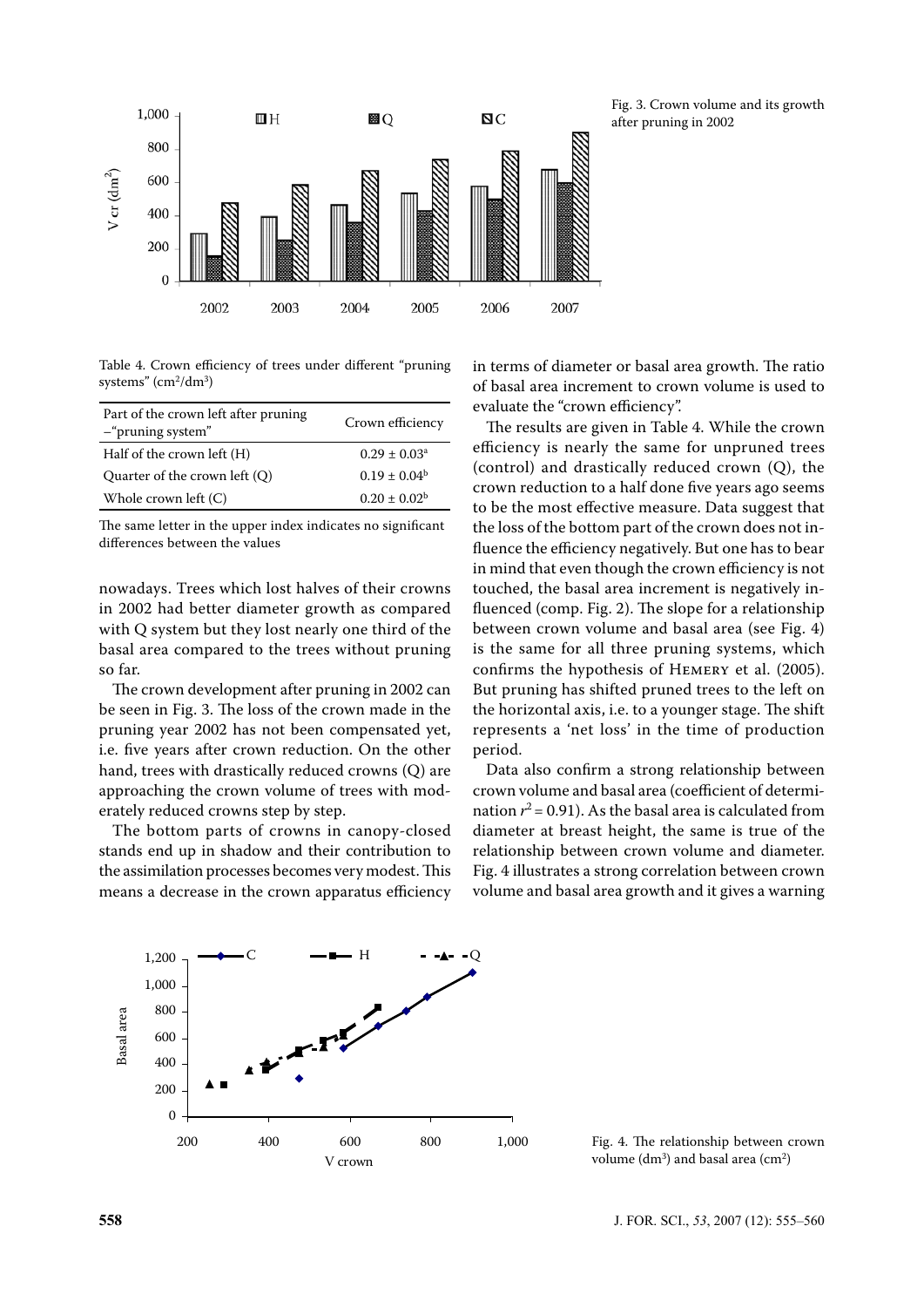Fig. 3. Crown volume and its growth after pruning in 2002

Table 4. Crown efficiency of trees under different "pruning systems" (cm²/dm³)

| Part of the crown left after pruning – "pruning system" | Crown efficiency |
|---|---|
| Half of the crown left (H) | 0.29 ± 0.03[a] |
| Quarter of the crown left (Q) | 0.19 ± 0.04[b] |
| Whole crown left (C) | 0.20 ± 0.02[b] |

The same letter in the upper index indicates no significant differences between the values

nowadays. Trees which lost halves of their crowns in 2002 had better diameter growth as compared with Q system but they lost nearly one third of the basal area compared to the trees without pruning so far.

The crown development after pruning in 2002 can be seen in Fig. 3. The loss of the crown made in the pruning year 2002 has not been compensated yet, i.e. five years after crown reduction. On the other hand, trees with drastically reduced crowns (Q) are approaching the crown volume of trees with moderately reduced crowns step by step.

The bottom parts of crowns in canopy-closed stands end up in shadow and their contribution to the assimilation processes becomes very modest. This means a decrease in the crown apparatus efficiency in terms of diameter or basal area growth. The ratio of basal area increment to crown volume is used to evaluate the "crown efficiency".

The results are given in Table 4. While the crown efficiency is nearly the same for unpruned trees (control) and drastically reduced crown (Q), the crown reduction to a half done five years ago seems to be the most effective measure. Data suggest that the loss of the bottom part of the crown does not influence the efficiency negatively. But one has to bear in mind that even though the crown efficiency is not touched, the basal area increment is negatively influenced (comp. Fig. 2). The slope for a relationship between crown volume and basal area (see Fig. 4) is the same for all three pruning systems, which confirms the hypothesis of Hemery et al. (2005). But pruning has shifted pruned trees to the left on the horizontal axis, i.e. to a younger stage. The shift represents a 'net loss' in the time of production period.

Data also confirm a strong relationship between crown volume and basal area (coefficient of determination $r^2 = 0.91$). As the basal area is calculated from diameter at breast height, the same is true of the relationship between crown volume and diameter. Fig. 4 illustrates a strong correlation between crown volume and basal area growth and it gives a warning

Fig. 4. The relationship between crown volume (dm³) and basal area (cm²)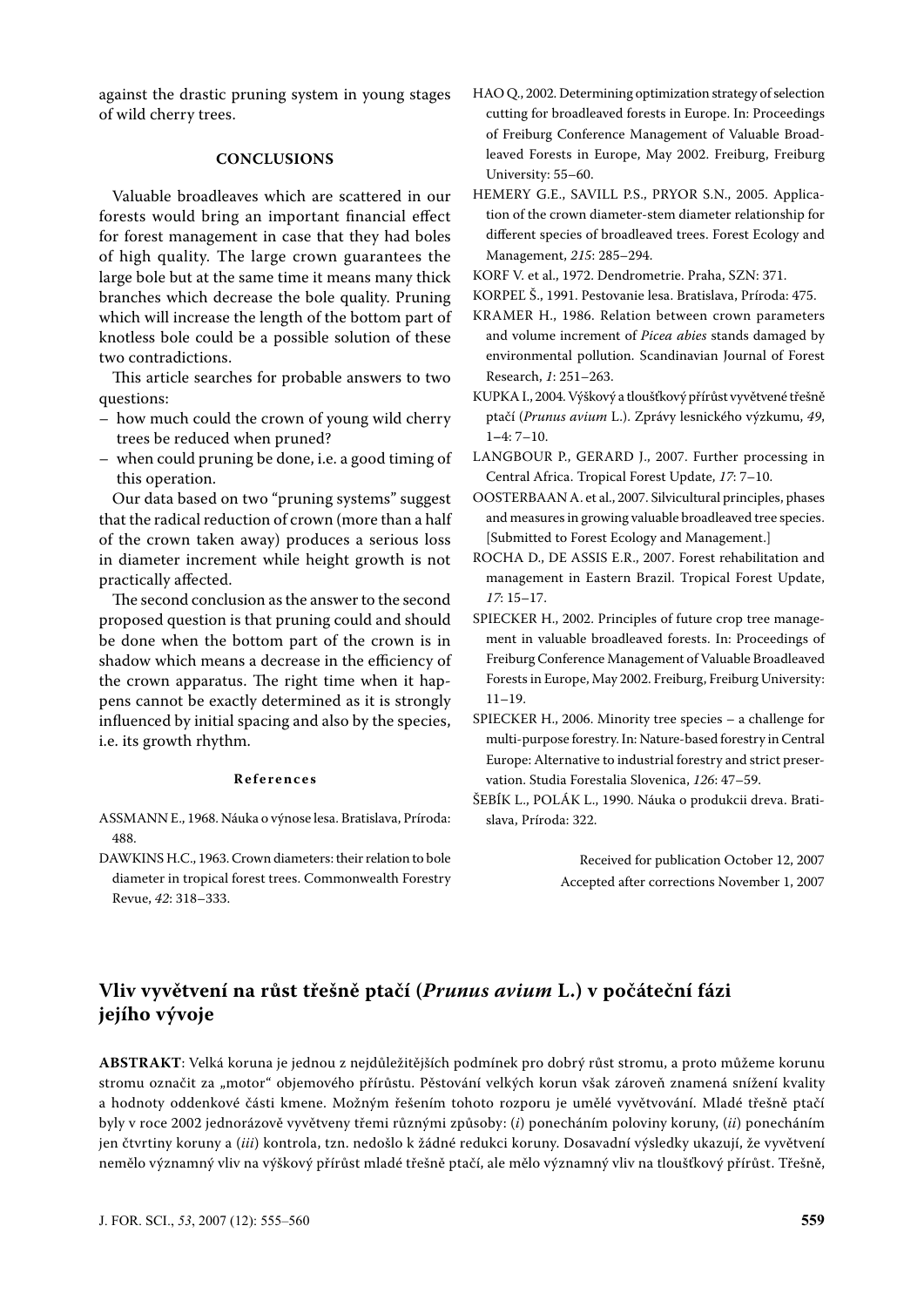against the drastic pruning system in young stages of wild cherry trees.

## CONCLUSIONS

Valuable broadleaves which are scattered in our forests would bring an important financial effect for forest management in case that they had boles of high quality. The large crown guarantees the large bole but at the same time it means many thick branches which decrease the bole quality. Pruning which will increase the length of the bottom part of knotless bole could be a possible solution of these two contradictions.

This article searches for probable answers to two questions:

– how much could the crown of young wild cherry trees be reduced when pruned?
– when could pruning be done, i.e. a good timing of this operation.

Our data based on two "pruning systems" suggest that the radical reduction of crown (more than a half of the crown taken away) produces a serious loss in diameter increment while height growth is not practically affected.

The second conclusion as the answer to the second proposed question is that pruning could and should be done when the bottom part of the crown is in shadow which means a decrease in the efficiency of the crown apparatus. The right time when it happens cannot be exactly determined as it is strongly influenced by initial spacing and also by the species, i.e. its growth rhythm.

### References

ASSMANN E., 1968. Náuka o výnose lesa. Bratislava, Príroda: 488.

DAWKINS H.C., 1963. Crown diameters: their relation to bole diameter in tropical forest trees. Commonwealth Forestry Revue, *42*: 318–333.

HAO Q., 2002. Determining optimization strategy of selection cutting for broadleaved forests in Europe. In: Proceedings of Freiburg Conference Management of Valuable Broadleaved Forests in Europe, May 2002. Freiburg, Freiburg University: 55–60.

HEMERY G.E., SAVILL P.S., PRYOR S.N., 2005. Application of the crown diameter-stem diameter relationship for different species of broadleaved trees. Forest Ecology and Management, *215*: 285–294.

KORF V. et al., 1972. Dendrometrie. Praha, SZN: 371.

KORPEĽ Š., 1991. Pestovanie lesa. Bratislava, Príroda: 475.

KRAMER H., 1986. Relation between crown parameters and volume increment of *Picea abies* stands damaged by environmental pollution. Scandinavian Journal of Forest Research, *1*: 251–263.

KUPKA I., 2004. Výškový a tloušťkový přírůst vyvětvené třešně ptačí (*Prunus avium* L.). Zprávy lesnického výzkumu, *49*, 1–4: 7–10.

LANGBOUR P., GERARD J., 2007. Further processing in Central Africa. Tropical Forest Update, *17*: 7–10.

OOSTERBAAN A. et al., 2007. Silvicultural principles, phases and measures in growing valuable broadleaved tree species. [Submitted to Forest Ecology and Management.]

ROCHA D., DE ASSIS E.R., 2007. Forest rehabilitation and management in Eastern Brazil. Tropical Forest Update, *17*: 15–17.

SPIECKER H., 2002. Principles of future crop tree management in valuable broadleaved forests. In: Proceedings of Freiburg Conference Management of Valuable Broadleaved Forests in Europe, May 2002. Freiburg, Freiburg University: 11–19.

SPIECKER H., 2006. Minority tree species – a challenge for multi-purpose forestry. In: Nature-based forestry in Central Europe: Alternative to industrial forestry and strict preservation. Studia Forestalia Slovenica, *126*: 47–59.

ŠEBÍK L., POLÁK L., 1990. Náuka o produkcii dreva. Bratislava, Príroda: 322.

Received for publication October 12, 2007
Accepted after corrections November 1, 2007

## Vliv vyvětvení na růst třešně ptačí (*Prunus avium* L.) v počáteční fázi jejího vývoje

**ABSTRAKT**: Velká koruna je jednou z nejdůležitějších podmínek pro dobrý růst stromu, a proto můžeme korunu stromu označit za „motor" objemového přírůstu. Pěstování velkých korun však zároveň znamená snížení kvality a hodnoty oddenkové části kmene. Možným řešením tohoto rozporu je umělé vyvětvování. Mladé třešně ptačí byly v roce 2002 jednorázově vyvětveny třemi různými způsoby: (*i*) ponecháním poloviny koruny, (*ii*) ponecháním jen čtvrtiny koruny a (*iii*) kontrola, tzn. nedošlo k žádné redukci koruny. Dosavadní výsledky ukazují, že vyvětvení nemělo významný vliv na výškový přírůst mladé třešně ptačí, ale mělo významný vliv na tloušťkový přírůst. Třešně,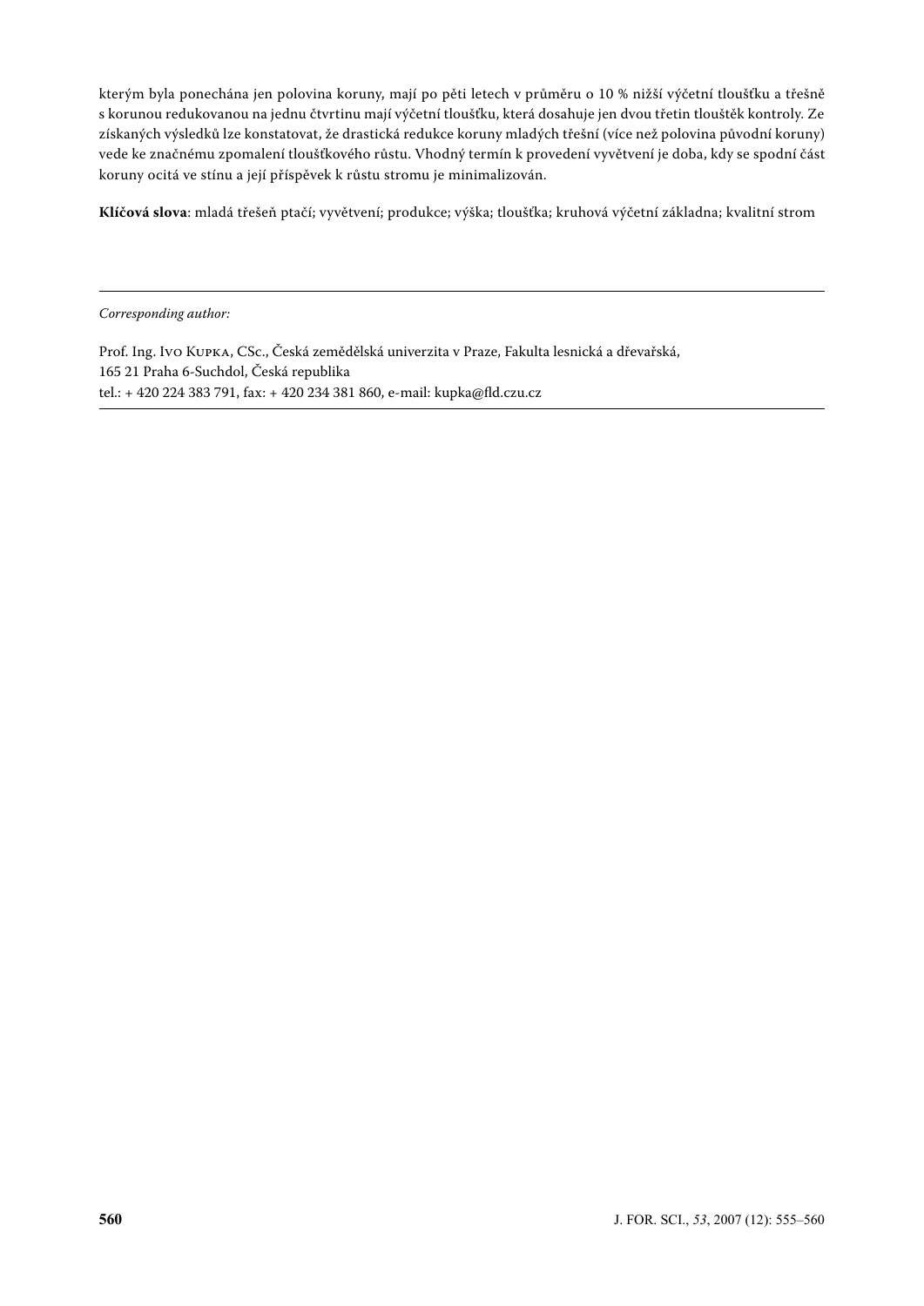kterým byla ponechána jen polovina koruny, mají po pěti letech v průměru o 10 % nižší výčetní tloušťku a třešně s korunou redukovanou na jednu čtvrtinu mají výčetní tloušťku, která dosahuje jen dvou třetin tlouštěk kontroly. Ze získaných výsledků lze konstatovat, že drastická redukce koruny mladých třešní (více než polovina původní koruny) vede ke značnému zpomalení tloušťkového růstu. Vhodný termín k provedení vyvětvení je doba, kdy se spodní část koruny ocitá ve stínu a její příspěvek k růstu stromu je minimalizován.

**Klíčová slova**: mladá třešeň ptačí; vyvětvení; produkce; výška; tloušťka; kruhová výčetní základna; kvalitní strom

---

*Corresponding author:*

Prof. Ing. Ivo Kupka, CSc., Česká zemědělská univerzita v Praze, Fakulta lesnická a dřevařská,
165 21 Praha 6-Suchdol, Česká republika
tel.: + 420 224 383 791, fax: + 420 234 381 860, e-mail: kupka@fld.czu.cz

---